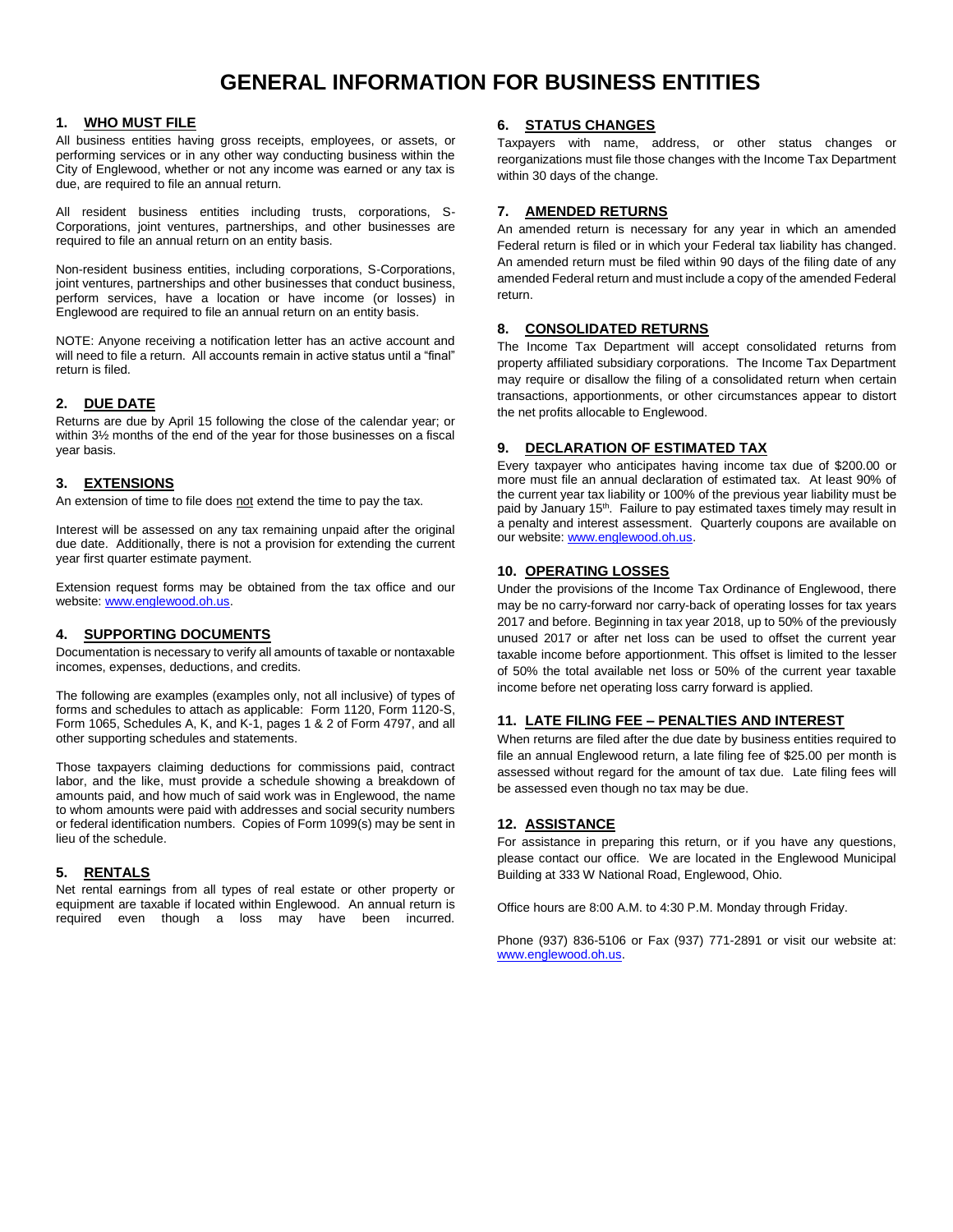# GENERAL INFORMATION FOR BUSINESS ENTITIES

## 1. WHO MUST FILE

All business entities having gross receipts, employees, or assets, or performing services or in any other way conducting business within the City of Englewood, whether or not any income was earned or any tax is due, are required to file an annual return.

All resident business entities including trusts, corporations, S-Corporations, joint ventures, partnerships, and other businesses are required to file an annual return on an entity basis.

Non-resident business entities, including corporations, S-Corporations, joint ventures, partnerships and other businesses that conduct business, perform services, have a location or have income (or losses) in Englewood are required to file an annual return on an entity basis.

NOTE: Anyone receiving a notification letter has an active account and will need to file a return. All accounts remain in active status until a "final" return is filed.

## 2. DUE DATE

Returns are due by April 15 following the close of the calendar year; or within 3½ months of the end of the year for those businesses on a fiscal year basis.

## 3. EXTENSIONS

An extension of time to file does not extend the time to pay the tax.

Interest will be assessed on any tax remaining unpaid after the original due date. Additionally, there is not a provision for extending the current year first quarter estimate payment.

Extension request forms may be obtained from the tax office and our website: www.englewood.oh.us.

## 4. SUPPORTING DOCUMENTS

Documentation is necessary to verify all amounts of taxable or nontaxable incomes, expenses, deductions, and credits.

The following are examples (examples only, not all inclusive) of types of forms and schedules to attach as applicable: Form 1120, Form 1120-S, Form 1065, Schedules A, K, and K-1, pages 1 & 2 of Form 4797, and all other supporting schedules and statements.

Those taxpayers claiming deductions for commissions paid, contract labor, and the like, must provide a schedule showing a breakdown of amounts paid, and how much of said work was in Englewood, the name to whom amounts were paid with addresses and social security numbers or federal identification numbers. Copies of Form 1099(s) may be sent in lieu of the schedule.

## 5. RENTALS

Net rental earnings from all types of real estate or other property or equipment are taxable if located within Englewood. An annual return is required even though a loss may have been incurred.

## 6. STATUS CHANGES

Taxpayers with name, address, or other status changes or reorganizations must file those changes with the Income Tax Department within 30 days of the change.

## 7. AMENDED RETURNS

An amended return is necessary for any year in which an amended Federal return is filed or in which your Federal tax liability has changed. An amended return must be filed within 90 days of the filing date of any amended Federal return and must include a copy of the amended Federal return.

## 8. CONSOLIDATED RETURNS

The Income Tax Department will accept consolidated returns from property affiliated subsidiary corporations. The Income Tax Department may require or disallow the filing of a consolidated return when certain transactions, apportionments, or other circumstances appear to distort the net profits allocable to Englewood.

## 9. DECLARATION OF ESTIMATED TAX

Every taxpayer who anticipates having income tax due of $200.00 or more must file an annual declaration of estimated tax. At least 90% of the current year tax liability or 100% of the previous year liability must be paid by January 15th. Failure to pay estimated taxes timely may result in a penalty and interest assessment. Quarterly coupons are available on our website: www.englewood.oh.us.

## 10. OPERATING LOSSES

Under the provisions of the Income Tax Ordinance of Englewood, there may be no carry-forward nor carry-back of operating losses for tax years 2017 and before. Beginning in tax year 2018, up to 50% of the previously unused 2017 or after net loss can be used to offset the current year taxable income before apportionment. This offset is limited to the lesser of 50% the total available net loss or 50% of the current year taxable income before net operating loss carry forward is applied.

## 11. LATE FILING FEE – PENALTIES AND INTEREST

When returns are filed after the due date by business entities required to file an annual Englewood return, a late filing fee of $25.00 per month is assessed without regard for the amount of tax due. Late filing fees will be assessed even though no tax may be due.

## 12. ASSISTANCE

For assistance in preparing this return, or if you have any questions, please contact our office. We are located in the Englewood Municipal Building at 333 W National Road, Englewood, Ohio.

Office hours are 8:00 A.M. to 4:30 P.M. Monday through Friday.

Phone (937) 836-5106 or Fax (937) 771-2891 or visit our website at: www.englewood.oh.us.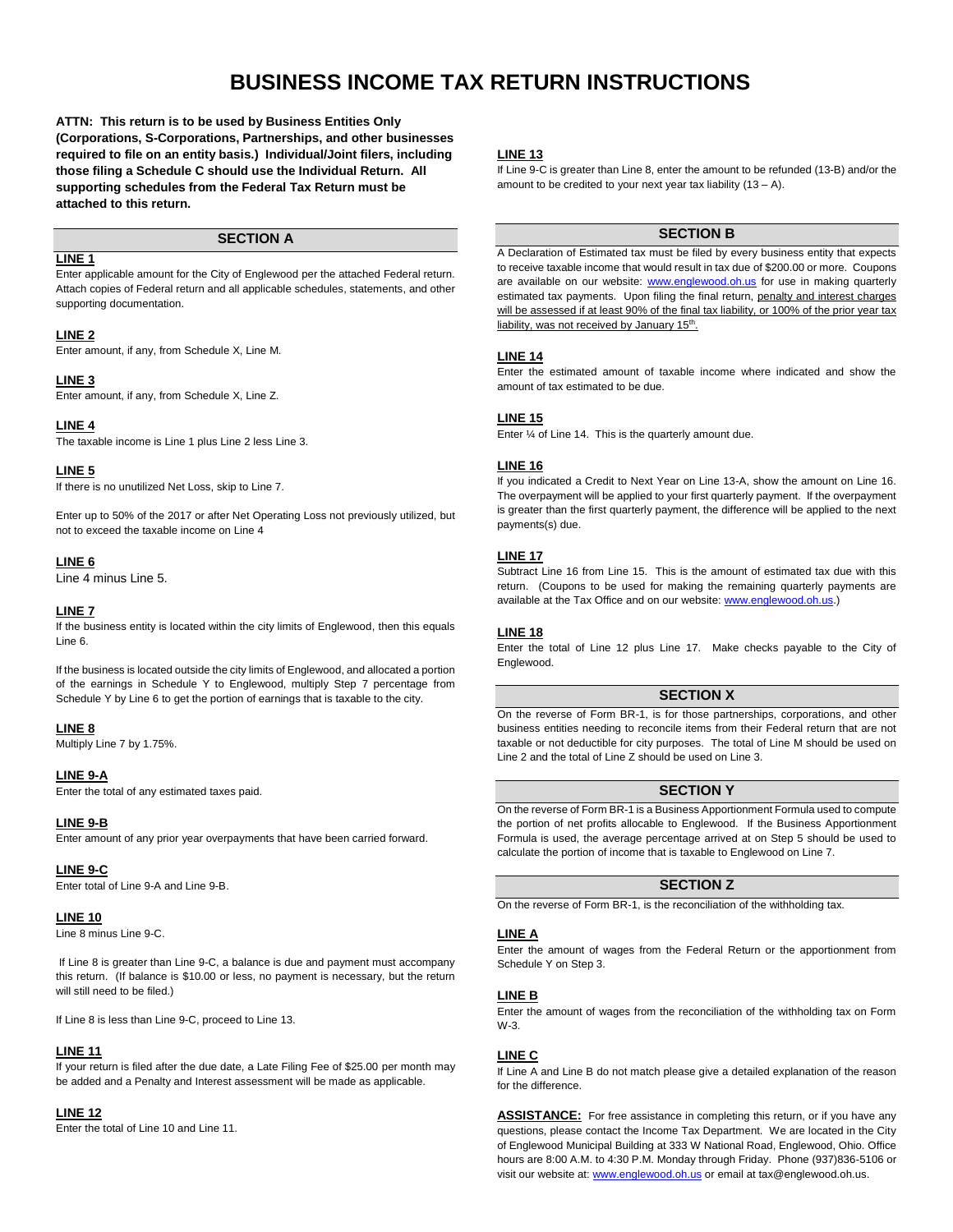# BUSINESS INCOME TAX RETURN INSTRUCTIONS

**ATTN: This return is to be used by Business Entities Only (Corporations, S-Corporations, Partnerships, and other businesses required to file on an entity basis.) Individual/Joint filers, including those filing a Schedule C should use the Individual Return. All supporting schedules from the Federal Tax Return must be attached to this return.**

## SECTION A

### LINE 1

Enter applicable amount for the City of Englewood per the attached Federal return. Attach copies of Federal return and all applicable schedules, statements, and other supporting documentation.

### LINE 2

Enter amount, if any, from Schedule X, Line M.

### LINE 3

Enter amount, if any, from Schedule X, Line Z.

### LINE 4

The taxable income is Line 1 plus Line 2 less Line 3.

### LINE 5

If there is no unutilized Net Loss, skip to Line 7.

Enter up to 50% of the 2017 or after Net Operating Loss not previously utilized, but not to exceed the taxable income on Line 4

### LINE 6

Line 4 minus Line 5.

### LINE 7

If the business entity is located within the city limits of Englewood, then this equals Line 6.

If the business is located outside the city limits of Englewood, and allocated a portion of the earnings in Schedule Y to Englewood, multiply Step 7 percentage from Schedule Y by Line 6 to get the portion of earnings that is taxable to the city.

### LINE 8

Multiply Line 7 by 1.75%.

### LINE 9-A

Enter the total of any estimated taxes paid.

### LINE 9-B

Enter amount of any prior year overpayments that have been carried forward.

### LINE 9-C

Enter total of Line 9-A and Line 9-B.

### LINE 10

Line 8 minus Line 9-C.

If Line 8 is greater than Line 9-C, a balance is due and payment must accompany this return. (If balance is $10.00 or less, no payment is necessary, but the return will still need to be filed.)

If Line 8 is less than Line 9-C, proceed to Line 13.

### LINE 11

If your return is filed after the due date, a Late Filing Fee of $25.00 per month may be added and a Penalty and Interest assessment will be made as applicable.

### LINE 12

Enter the total of Line 10 and Line 11.

### LINE 13

If Line 9-C is greater than Line 8, enter the amount to be refunded (13-B) and/or the amount to be credited to your next year tax liability (13 – A).

## SECTION B

A Declaration of Estimated tax must be filed by every business entity that expects to receive taxable income that would result in tax due of $200.00 or more. Coupons are available on our website: www.englewood.oh.us for use in making quarterly estimated tax payments. Upon filing the final return, <u>penalty and interest charges will be assessed if at least 90% of the final tax liability, or 100% of the prior year tax liability, was not received by January 15th.</u>

### LINE 14

Enter the estimated amount of taxable income where indicated and show the amount of tax estimated to be due.

### LINE 15

Enter ¼ of Line 14. This is the quarterly amount due.

### LINE 16

If you indicated a Credit to Next Year on Line 13-A, show the amount on Line 16. The overpayment will be applied to your first quarterly payment. If the overpayment is greater than the first quarterly payment, the difference will be applied to the next payments(s) due.

### LINE 17

Subtract Line 16 from Line 15. This is the amount of estimated tax due with this return. (Coupons to be used for making the remaining quarterly payments are available at the Tax Office and on our website: www.englewood.oh.us.)

### LINE 18

Enter the total of Line 12 plus Line 17. Make checks payable to the City of Englewood.

## SECTION X

On the reverse of Form BR-1, is for those partnerships, corporations, and other business entities needing to reconcile items from their Federal return that are not taxable or not deductible for city purposes. The total of Line M should be used on Line 2 and the total of Line Z should be used on Line 3.

## SECTION Y

On the reverse of Form BR-1 is a Business Apportionment Formula used to compute the portion of net profits allocable to Englewood. If the Business Apportionment Formula is used, the average percentage arrived at on Step 5 should be used to calculate the portion of income that is taxable to Englewood on Line 7.

## SECTION Z

On the reverse of Form BR-1, is the reconciliation of the withholding tax.

### LINE A

Enter the amount of wages from the Federal Return or the apportionment from Schedule Y on Step 3.

### LINE B

Enter the amount of wages from the reconciliation of the withholding tax on Form W-3.

### LINE C

If Line A and Line B do not match please give a detailed explanation of the reason for the difference.

**ASSISTANCE:** For free assistance in completing this return, or if you have any questions, please contact the Income Tax Department. We are located in the City of Englewood Municipal Building at 333 W National Road, Englewood, Ohio. Office hours are 8:00 A.M. to 4:30 P.M. Monday through Friday. Phone (937)836-5106 or visit our website at: www.englewood.oh.us or email at tax@englewood.oh.us.